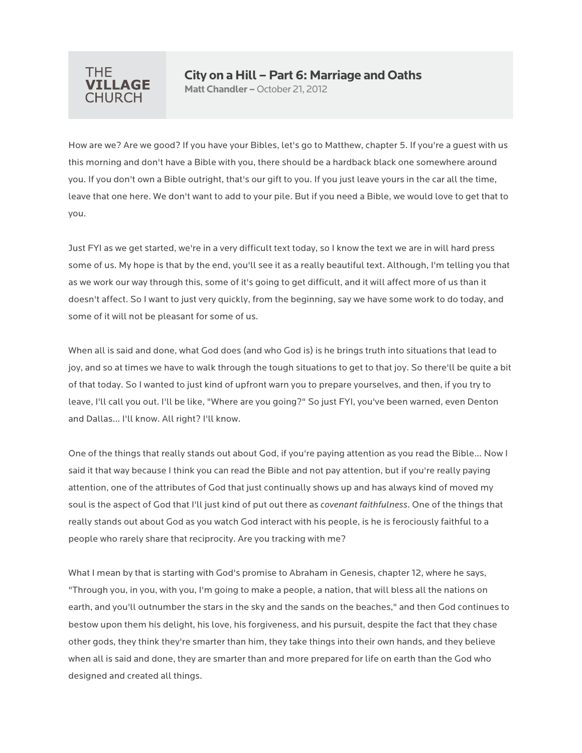THE **VILLAGE** CHURCH

# City on a Hill – Part 6: Marriage and Oaths

**Matt Chandler –** October 21, 2012

How are we? Are we good? If you have your Bibles, let's go to Matthew, chapter 5. If you're a guest with us this morning and don't have a Bible with you, there should be a hardback black one somewhere around you. If you don't own a Bible outright, that's our gift to you. If you just leave yours in the car all the time, leave that one here. We don't want to add to your pile. But if you need a Bible, we would love to get that to you.

Just FYI as we get started, we're in a very difficult text today, so I know the text we are in will hard press some of us. My hope is that by the end, you'll see it as a really beautiful text. Although, I'm telling you that as we work our way through this, some of it's going to get difficult, and it will affect more of us than it doesn't affect. So I want to just very quickly, from the beginning, say we have some work to do today, and some of it will not be pleasant for some of us.

When all is said and done, what God does (and who God is) is he brings truth into situations that lead to joy, and so at times we have to walk through the tough situations to get to that joy. So there'll be quite a bit of that today. So I wanted to just kind of upfront warn you to prepare yourselves, and then, if you try to leave, I'll call you out. I'll be like, "Where are you going?" So just FYI, you've been warned, even Denton and Dallas… I'll know. All right? I'll know.

One of the things that really stands out about God, if you're paying attention as you read the Bible… Now I said it that way because I think you can read the Bible and not pay attention, but if you're really paying attention, one of the attributes of God that just continually shows up and has always kind of moved my soul is the aspect of God that I'll just kind of put out there as *covenant faithfulness*. One of the things that really stands out about God as you watch God interact with his people, is he is ferociously faithful to a people who rarely share that reciprocity. Are you tracking with me?

What I mean by that is starting with God's promise to Abraham in Genesis, chapter 12, where he says, "Through you, in you, with you, I'm going to make a people, a nation, that will bless all the nations on earth, and you'll outnumber the stars in the sky and the sands on the beaches," and then God continues to bestow upon them his delight, his love, his forgiveness, and his pursuit, despite the fact that they chase other gods, they think they're smarter than him, they take things into their own hands, and they believe when all is said and done, they are smarter than and more prepared for life on earth than the God who designed and created all things.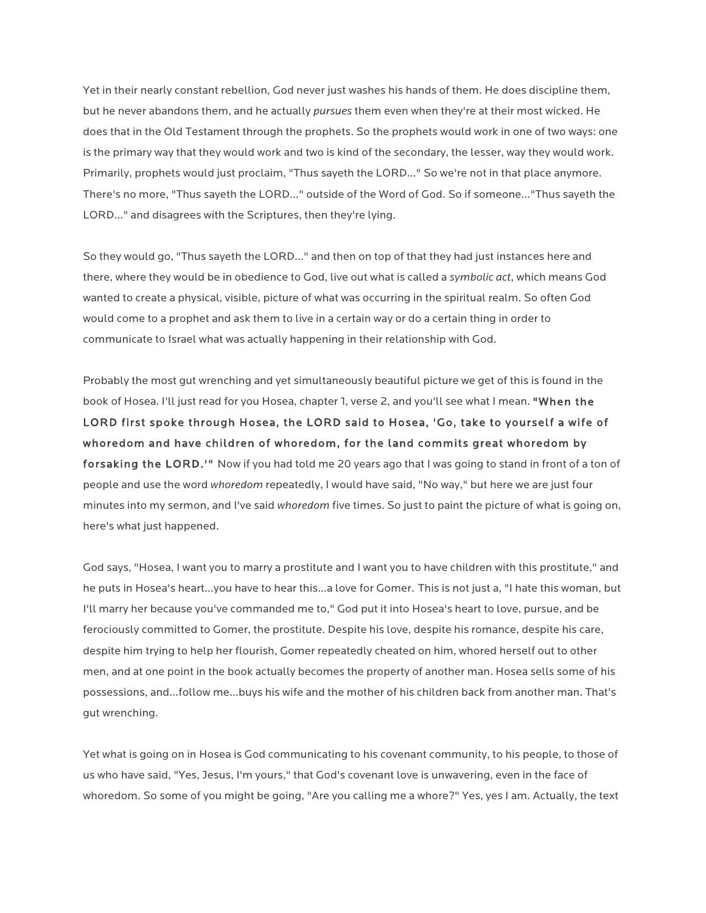Yet in their nearly constant rebellion, God never just washes his hands of them. He does discipline them, but he never abandons them, and he actually *pursues* them even when they're at their most wicked. He does that in the Old Testament through the prophets. So the prophets would work in one of two ways: one is the primary way that they would work and two is kind of the secondary, the lesser, way they would work. Primarily, prophets would just proclaim, "Thus sayeth the LORD…" So we're not in that place anymore. There's no more, "Thus sayeth the LORD…" outside of the Word of God. So if someone…"Thus sayeth the LORD…" and disagrees with the Scriptures, then they're lying.

So they would go, "Thus sayeth the LORD…" and then on top of that they had just instances here and there, where they would be in obedience to God, live out what is called a *symbolic act*, which means God wanted to create a physical, visible, picture of what was occurring in the spiritual realm. So often God would come to a prophet and ask them to live in a certain way or do a certain thing in order to communicate to Israel what was actually happening in their relationship with God.

Probably the most gut wrenching and yet simultaneously beautiful picture we get of this is found in the book of Hosea. I'll just read for you Hosea, chapter 1, verse 2, and you'll see what I mean. **"When the LORD first spoke through Hosea, the LORD said to Hosea, 'Go, take to yourself a wife of whoredom and have children of whoredom, for the land commits great whoredom by forsaking the LORD.'"** Now if you had told me 20 years ago that I was going to stand in front of a ton of people and use the word *whoredom* repeatedly, I would have said, "No way," but here we are just four minutes into my sermon, and I've said *whoredom* five times. So just to paint the picture of what is going on, here's what just happened.

God says, "Hosea, I want you to marry a prostitute and I want you to have children with this prostitute," and he puts in Hosea's heart…you have to hear this…a love for Gomer. This is not just a, "I hate this woman, but I'll marry her because you've commanded me to," God put it into Hosea's heart to love, pursue, and be ferociously committed to Gomer, the prostitute. Despite his love, despite his romance, despite his care, despite him trying to help her flourish, Gomer repeatedly cheated on him, whored herself out to other men, and at one point in the book actually becomes the property of another man. Hosea sells some of his possessions, and…follow me…buys his wife and the mother of his children back from another man. That's gut wrenching.

Yet what is going on in Hosea is God communicating to his covenant community, to his people, to those of us who have said, "Yes, Jesus, I'm yours," that God's covenant love is unwavering, even in the face of whoredom. So some of you might be going, "Are you calling me a whore?" Yes, yes I am. Actually, the text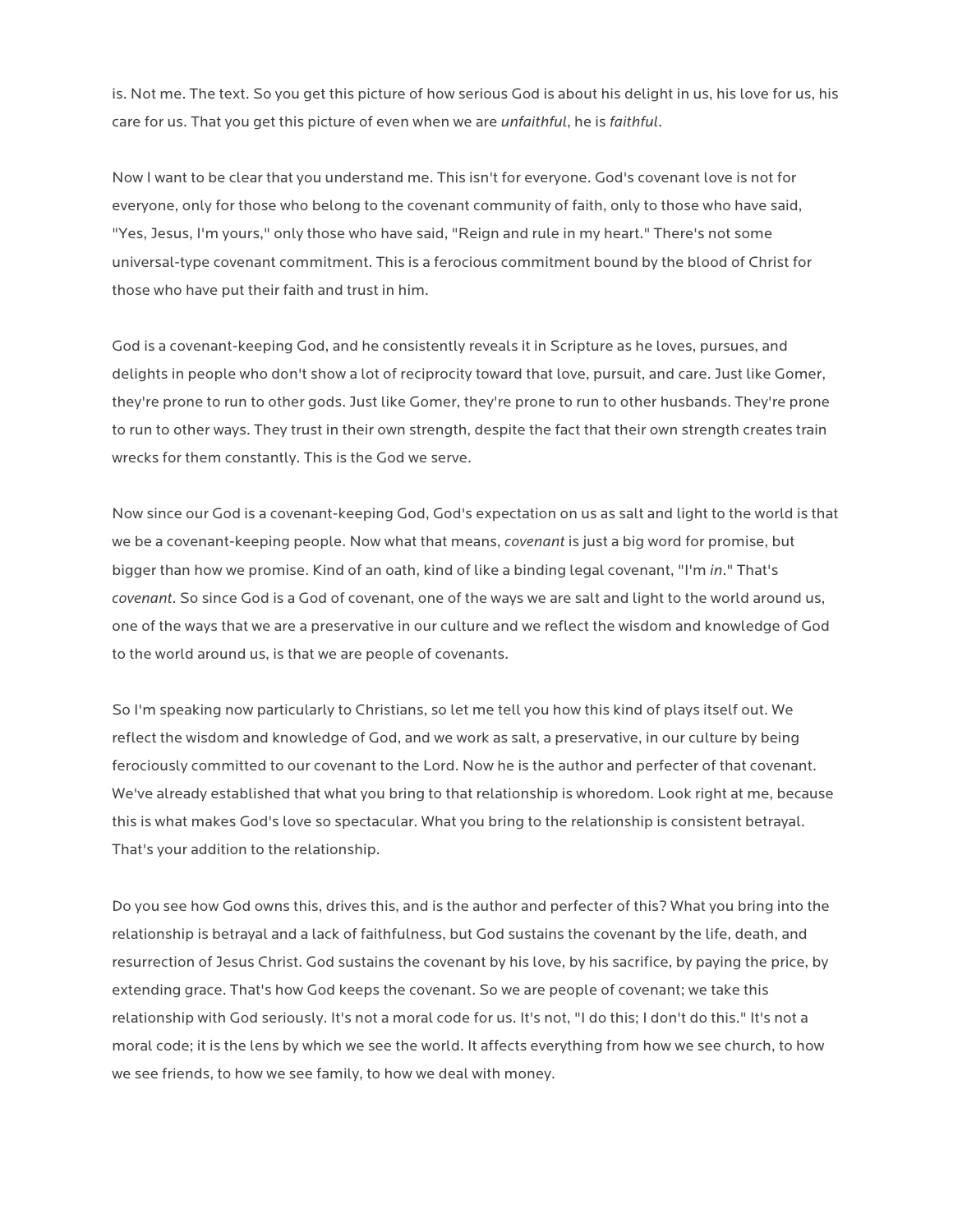is. Not me. The text. So you get this picture of how serious God is about his delight in us, his love for us, his care for us. That you get this picture of even when we are *unfaithful*, he is *faithful*.

Now I want to be clear that you understand me. This isn't for everyone. God's covenant love is not for everyone, only for those who belong to the covenant community of faith, only to those who have said, "Yes, Jesus, I'm yours," only those who have said, "Reign and rule in my heart." There's not some universal-type covenant commitment. This is a ferocious commitment bound by the blood of Christ for those who have put their faith and trust in him.

God is a covenant-keeping God, and he consistently reveals it in Scripture as he loves, pursues, and delights in people who don't show a lot of reciprocity toward that love, pursuit, and care. Just like Gomer, they're prone to run to other gods. Just like Gomer, they're prone to run to other husbands. They're prone to run to other ways. They trust in their own strength, despite the fact that their own strength creates train wrecks for them constantly. This is the God we serve.

Now since our God is a covenant-keeping God, God's expectation on us as salt and light to the world is that we be a covenant-keeping people. Now what that means, *covenant* is just a big word for promise, but bigger than how we promise. Kind of an oath, kind of like a binding legal covenant, "I'm *in*." That's *covenant*. So since God is a God of covenant, one of the ways we are salt and light to the world around us, one of the ways that we are a preservative in our culture and we reflect the wisdom and knowledge of God to the world around us, is that we are people of covenants.

So I'm speaking now particularly to Christians, so let me tell you how this kind of plays itself out. We reflect the wisdom and knowledge of God, and we work as salt, a preservative, in our culture by being ferociously committed to our covenant to the Lord. Now he is the author and perfecter of that covenant. We've already established that what you bring to that relationship is whoredom. Look right at me, because this is what makes God's love so spectacular. What you bring to the relationship is consistent betrayal. That's your addition to the relationship.

Do you see how God owns this, drives this, and is the author and perfecter of this? What you bring into the relationship is betrayal and a lack of faithfulness, but God sustains the covenant by the life, death, and resurrection of Jesus Christ. God sustains the covenant by his love, by his sacrifice, by paying the price, by extending grace. That's how God keeps the covenant. So we are people of covenant; we take this relationship with God seriously. It's not a moral code for us. It's not, "I do this; I don't do this." It's not a moral code; it is the lens by which we see the world. It affects everything from how we see church, to how we see friends, to how we see family, to how we deal with money.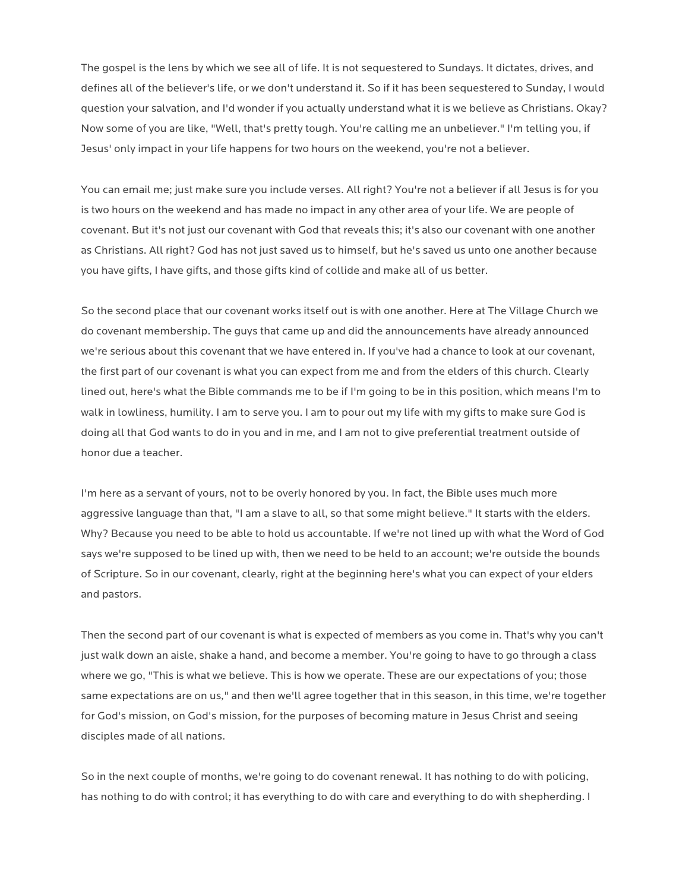The gospel is the lens by which we see all of life. It is not sequestered to Sundays. It dictates, drives, and defines all of the believer's life, or we don't understand it. So if it has been sequestered to Sunday, I would question your salvation, and I'd wonder if you actually understand what it is we believe as Christians. Okay? Now some of you are like, "Well, that's pretty tough. You're calling me an unbeliever." I'm telling you, if Jesus' only impact in your life happens for two hours on the weekend, you're not a believer.

You can email me; just make sure you include verses. All right? You're not a believer if all Jesus is for you is two hours on the weekend and has made no impact in any other area of your life. We are people of covenant. But it's not just our covenant with God that reveals this; it's also our covenant with one another as Christians. All right? God has not just saved us to himself, but he's saved us unto one another because you have gifts, I have gifts, and those gifts kind of collide and make all of us better.

So the second place that our covenant works itself out is with one another. Here at The Village Church we do covenant membership. The guys that came up and did the announcements have already announced we're serious about this covenant that we have entered in. If you've had a chance to look at our covenant, the first part of our covenant is what you can expect from me and from the elders of this church. Clearly lined out, here's what the Bible commands me to be if I'm going to be in this position, which means I'm to walk in lowliness, humility. I am to serve you. I am to pour out my life with my gifts to make sure God is doing all that God wants to do in you and in me, and I am not to give preferential treatment outside of honor due a teacher.

I'm here as a servant of yours, not to be overly honored by you. In fact, the Bible uses much more aggressive language than that, "I am a slave to all, so that some might believe." It starts with the elders. Why? Because you need to be able to hold us accountable. If we're not lined up with what the Word of God says we're supposed to be lined up with, then we need to be held to an account; we're outside the bounds of Scripture. So in our covenant, clearly, right at the beginning here's what you can expect of your elders and pastors.

Then the second part of our covenant is what is expected of members as you come in. That's why you can't just walk down an aisle, shake a hand, and become a member. You're going to have to go through a class where we go, "This is what we believe. This is how we operate. These are our expectations of you; those same expectations are on us," and then we'll agree together that in this season, in this time, we're together for God's mission, on God's mission, for the purposes of becoming mature in Jesus Christ and seeing disciples made of all nations.

So in the next couple of months, we're going to do covenant renewal. It has nothing to do with policing, has nothing to do with control; it has everything to do with care and everything to do with shepherding. I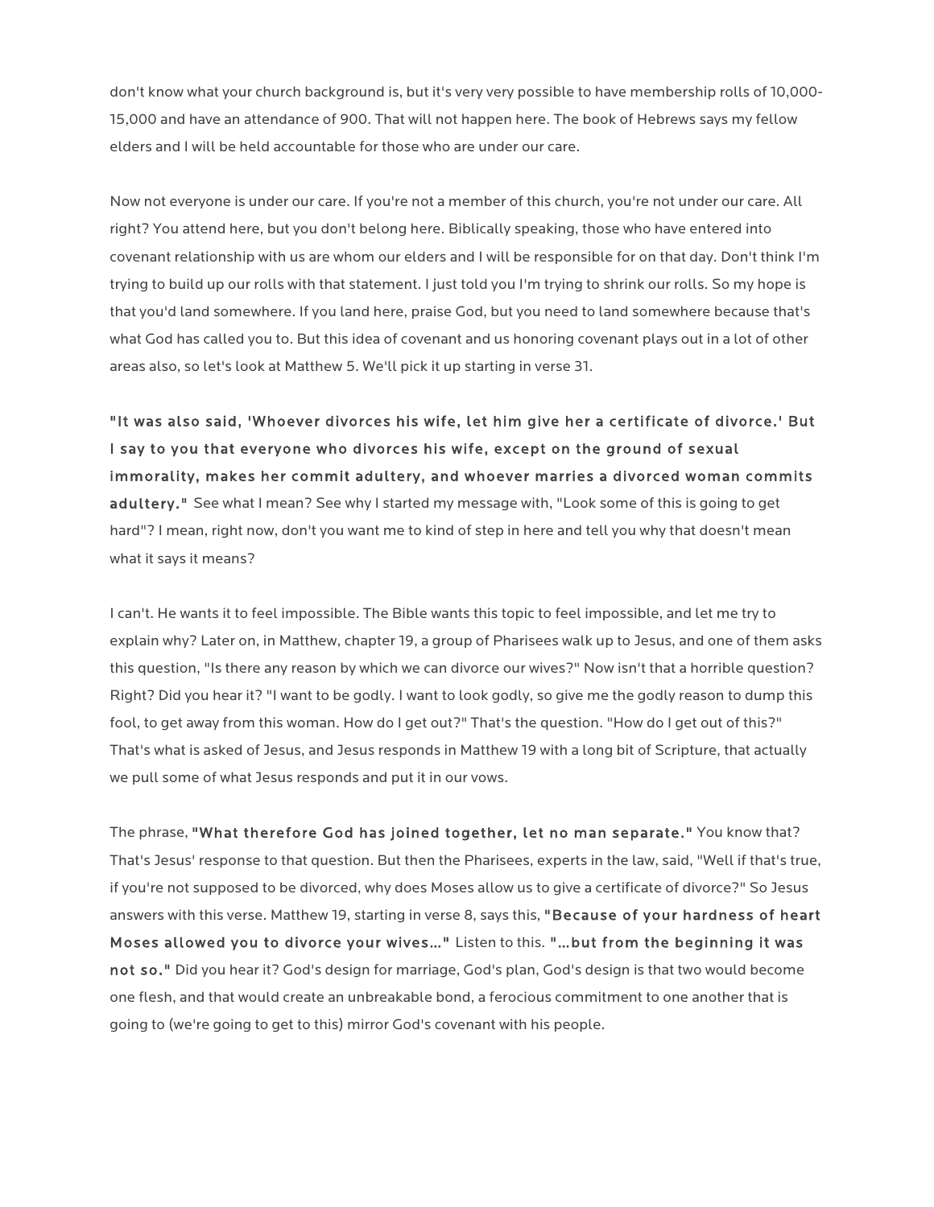don't know what your church background is, but it's very very possible to have membership rolls of 10,000-15,000 and have an attendance of 900. That will not happen here. The book of Hebrews says my fellow elders and I will be held accountable for those who are under our care.

Now not everyone is under our care. If you're not a member of this church, you're not under our care. All right? You attend here, but you don't belong here. Biblically speaking, those who have entered into covenant relationship with us are whom our elders and I will be responsible for on that day. Don't think I'm trying to build up our rolls with that statement. I just told you I'm trying to shrink our rolls. So my hope is that you'd land somewhere. If you land here, praise God, but you need to land somewhere because that's what God has called you to. But this idea of covenant and us honoring covenant plays out in a lot of other areas also, so let's look at Matthew 5. We'll pick it up starting in verse 31.

**"It was also said, 'Whoever divorces his wife, let him give her a certificate of divorce.' But I say to you that everyone who divorces his wife, except on the ground of sexual immorality, makes her commit adultery, and whoever marries a divorced woman commits adultery."** See what I mean? See why I started my message with, "Look some of this is going to get hard"? I mean, right now, don't you want me to kind of step in here and tell you why that doesn't mean what it says it means?

I can't. He wants it to feel impossible. The Bible wants this topic to feel impossible, and let me try to explain why? Later on, in Matthew, chapter 19, a group of Pharisees walk up to Jesus, and one of them asks this question, "Is there any reason by which we can divorce our wives?" Now isn't that a horrible question? Right? Did you hear it? "I want to be godly. I want to look godly, so give me the godly reason to dump this fool, to get away from this woman. How do I get out?" That's the question. "How do I get out of this?" That's what is asked of Jesus, and Jesus responds in Matthew 19 with a long bit of Scripture, that actually we pull some of what Jesus responds and put it in our vows.

The phrase, **"What therefore God has joined together, let no man separate."** You know that? That's Jesus' response to that question. But then the Pharisees, experts in the law, said, "Well if that's true, if you're not supposed to be divorced, why does Moses allow us to give a certificate of divorce?" So Jesus answers with this verse. Matthew 19, starting in verse 8, says this, **"Because of your hardness of heart Moses allowed you to divorce your wives…"** Listen to this. **"…but from the beginning it was not so."** Did you hear it? God's design for marriage, God's plan, God's design is that two would become one flesh, and that would create an unbreakable bond, a ferocious commitment to one another that is going to (we're going to get to this) mirror God's covenant with his people.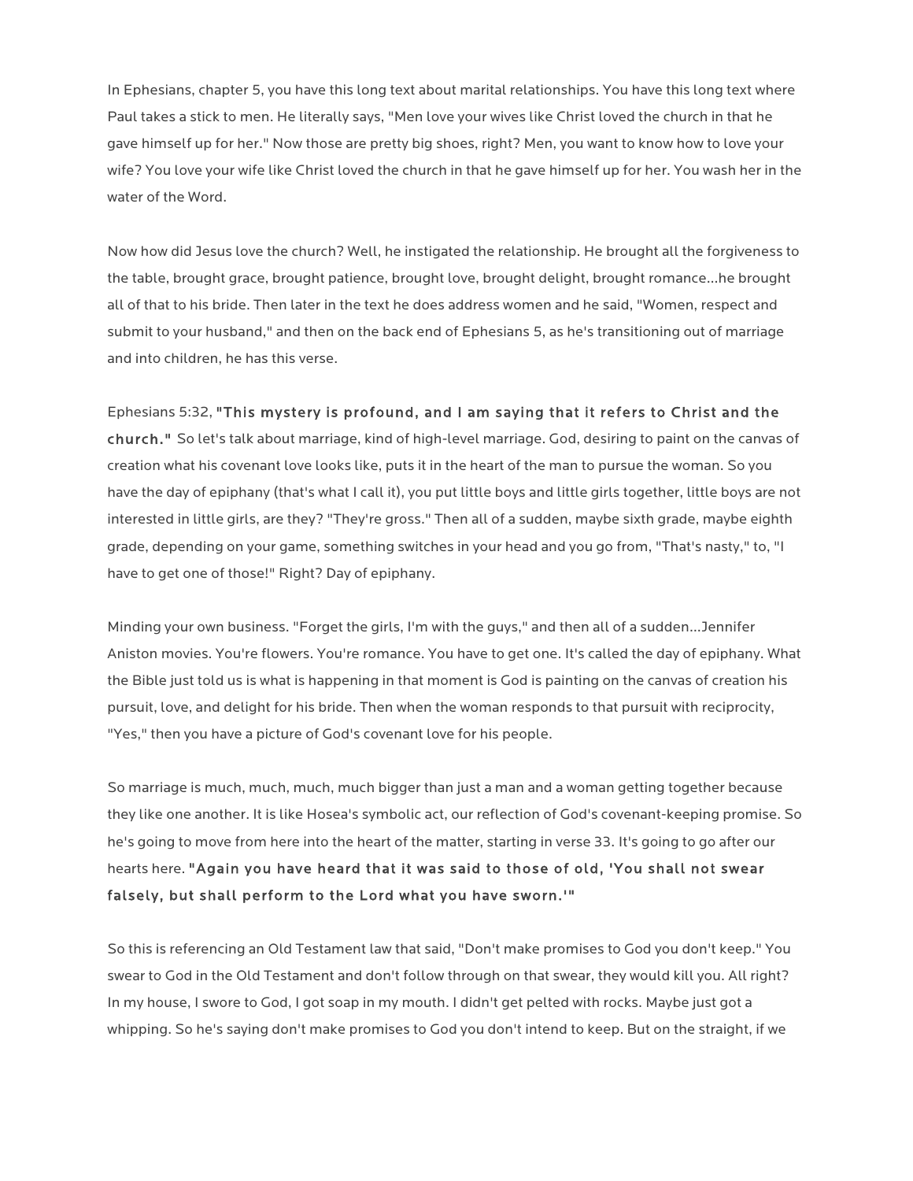In Ephesians, chapter 5, you have this long text about marital relationships. You have this long text where Paul takes a stick to men. He literally says, "Men love your wives like Christ loved the church in that he gave himself up for her." Now those are pretty big shoes, right? Men, you want to know how to love your wife? You love your wife like Christ loved the church in that he gave himself up for her. You wash her in the water of the Word.

Now how did Jesus love the church? Well, he instigated the relationship. He brought all the forgiveness to the table, brought grace, brought patience, brought love, brought delight, brought romance...he brought all of that to his bride. Then later in the text he does address women and he said, "Women, respect and submit to your husband," and then on the back end of Ephesians 5, as he's transitioning out of marriage and into children, he has this verse.

Ephesians 5:32, **"This mystery is profound, and I am saying that it refers to Christ and the church."** So let's talk about marriage, kind of high-level marriage. God, desiring to paint on the canvas of creation what his covenant love looks like, puts it in the heart of the man to pursue the woman. So you have the day of epiphany (that's what I call it), you put little boys and little girls together, little boys are not interested in little girls, are they? "They're gross." Then all of a sudden, maybe sixth grade, maybe eighth grade, depending on your game, something switches in your head and you go from, "That's nasty," to, "I have to get one of those!" Right? Day of epiphany.

Minding your own business. "Forget the girls, I'm with the guys," and then all of a sudden...Jennifer Aniston movies. You're flowers. You're romance. You have to get one. It's called the day of epiphany. What the Bible just told us is what is happening in that moment is God is painting on the canvas of creation his pursuit, love, and delight for his bride. Then when the woman responds to that pursuit with reciprocity, "Yes," then you have a picture of God's covenant love for his people.

So marriage is much, much, much, much bigger than just a man and a woman getting together because they like one another. It is like Hosea's symbolic act, our reflection of God's covenant-keeping promise. So he's going to move from here into the heart of the matter, starting in verse 33. It's going to go after our hearts here. **"Again you have heard that it was said to those of old, 'You shall not swear falsely, but shall perform to the Lord what you have sworn.'"**

So this is referencing an Old Testament law that said, "Don't make promises to God you don't keep." You swear to God in the Old Testament and don't follow through on that swear, they would kill you. All right? In my house, I swore to God, I got soap in my mouth. I didn't get pelted with rocks. Maybe just got a whipping. So he's saying don't make promises to God you don't intend to keep. But on the straight, if we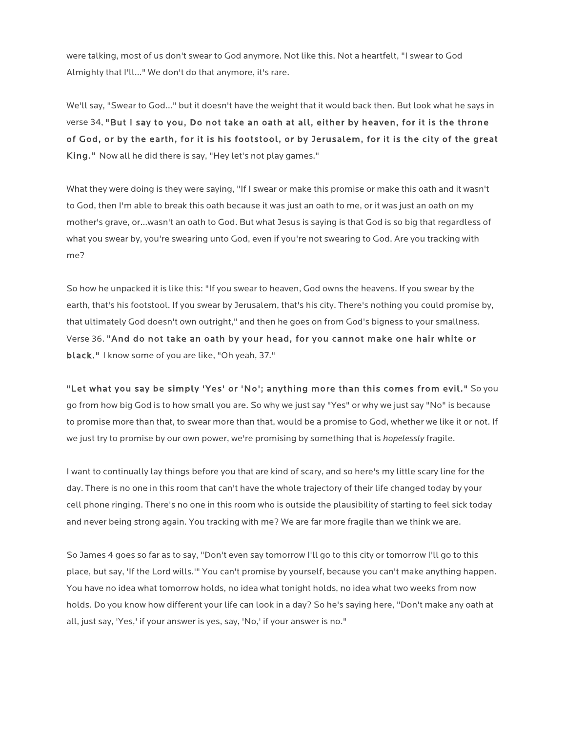were talking, most of us don't swear to God anymore. Not like this. Not a heartfelt, "I swear to God Almighty that I'll..." We don't do that anymore, it's rare.

We'll say, "Swear to God..." but it doesn't have the weight that it would back then. But look what he says in verse 34, **"But I say to you, Do not take an oath at all, either by heaven, for it is the throne of God, or by the earth, for it is his footstool, or by Jerusalem, for it is the city of the great King."** Now all he did there is say, "Hey let's not play games."

What they were doing is they were saying, "If I swear or make this promise or make this oath and it wasn't to God, then I'm able to break this oath because it was just an oath to me, or it was just an oath on my mother's grave, or...wasn't an oath to God. But what Jesus is saying is that God is so big that regardless of what you swear by, you're swearing unto God, even if you're not swearing to God. Are you tracking with me?

So how he unpacked it is like this: "If you swear to heaven, God owns the heavens. If you swear by the earth, that's his footstool. If you swear by Jerusalem, that's his city. There's nothing you could promise by, that ultimately God doesn't own outright," and then he goes on from God's bigness to your smallness. Verse 36. **"And do not take an oath by your head, for you cannot make one hair white or black."** I know some of you are like, "Oh yeah, 37."

**"Let what you say be simply 'Yes' or 'No'; anything more than this comes from evil."** So you go from how big God is to how small you are. So why we just say "Yes" or why we just say "No" is because to promise more than that, to swear more than that, would be a promise to God, whether we like it or not. If we just try to promise by our own power, we're promising by something that is *hopelessly* fragile.

I want to continually lay things before you that are kind of scary, and so here's my little scary line for the day. There is no one in this room that can't have the whole trajectory of their life changed today by your cell phone ringing. There's no one in this room who is outside the plausibility of starting to feel sick today and never being strong again. You tracking with me? We are far more fragile than we think we are.

So James 4 goes so far as to say, "Don't even say tomorrow I'll go to this city or tomorrow I'll go to this place, but say, 'If the Lord wills.'" You can't promise by yourself, because you can't make anything happen. You have no idea what tomorrow holds, no idea what tonight holds, no idea what two weeks from now holds. Do you know how different your life can look in a day? So he's saying here, "Don't make any oath at all, just say, 'Yes,' if your answer is yes, say, 'No,' if your answer is no."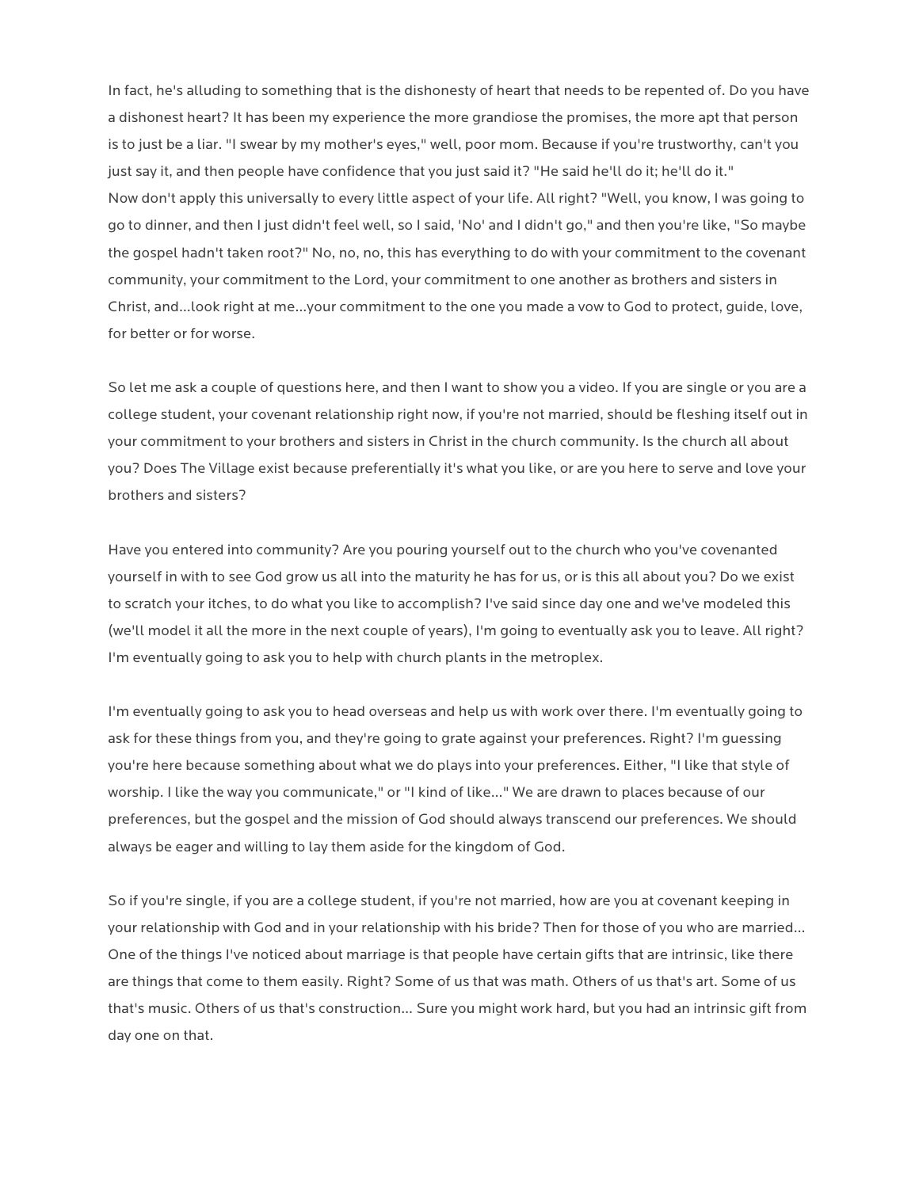In fact, he's alluding to something that is the dishonesty of heart that needs to be repented of. Do you have a dishonest heart? It has been my experience the more grandiose the promises, the more apt that person is to just be a liar. "I swear by my mother's eyes," well, poor mom. Because if you're trustworthy, can't you just say it, and then people have confidence that you just said it? "He said he'll do it; he'll do it."
Now don't apply this universally to every little aspect of your life. All right? "Well, you know, I was going to go to dinner, and then I just didn't feel well, so I said, 'No' and I didn't go," and then you're like, "So maybe the gospel hadn't taken root?" No, no, no, this has everything to do with your commitment to the covenant community, your commitment to the Lord, your commitment to one another as brothers and sisters in Christ, and…look right at me…your commitment to the one you made a vow to God to protect, guide, love, for better or for worse.

So let me ask a couple of questions here, and then I want to show you a video. If you are single or you are a college student, your covenant relationship right now, if you're not married, should be fleshing itself out in your commitment to your brothers and sisters in Christ in the church community. Is the church all about you? Does The Village exist because preferentially it's what you like, or are you here to serve and love your brothers and sisters?

Have you entered into community? Are you pouring yourself out to the church who you've covenanted yourself in with to see God grow us all into the maturity he has for us, or is this all about you? Do we exist to scratch your itches, to do what you like to accomplish? I've said since day one and we've modeled this (we'll model it all the more in the next couple of years), I'm going to eventually ask you to leave. All right? I'm eventually going to ask you to help with church plants in the metroplex.

I'm eventually going to ask you to head overseas and help us with work over there. I'm eventually going to ask for these things from you, and they're going to grate against your preferences. Right? I'm guessing you're here because something about what we do plays into your preferences. Either, "I like that style of worship. I like the way you communicate," or "I kind of like…" We are drawn to places because of our preferences, but the gospel and the mission of God should always transcend our preferences. We should always be eager and willing to lay them aside for the kingdom of God.

So if you're single, if you are a college student, if you're not married, how are you at covenant keeping in your relationship with God and in your relationship with his bride? Then for those of you who are married… One of the things I've noticed about marriage is that people have certain gifts that are intrinsic, like there are things that come to them easily. Right? Some of us that was math. Others of us that's art. Some of us that's music. Others of us that's construction… Sure you might work hard, but you had an intrinsic gift from day one on that.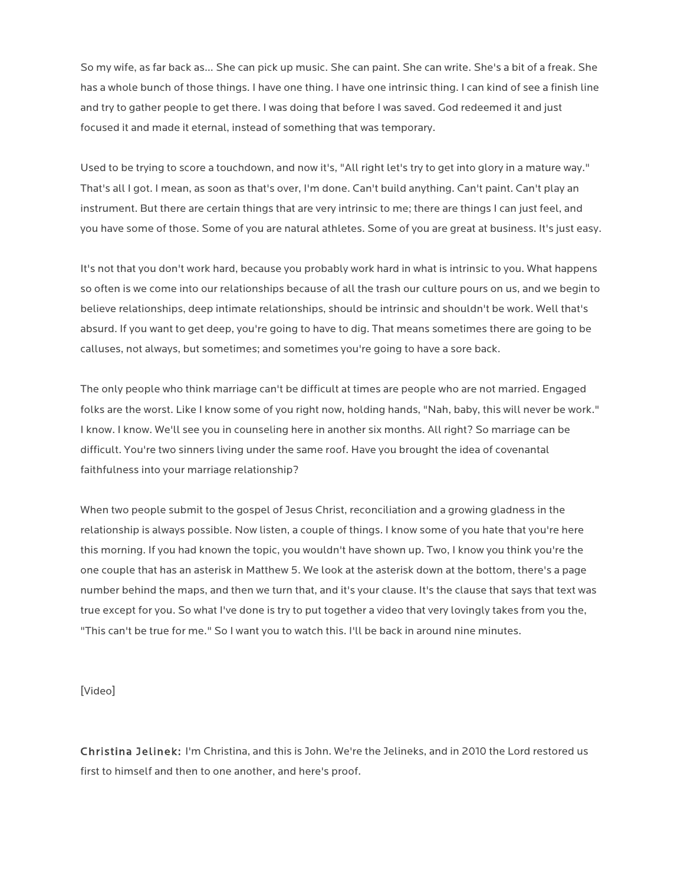So my wife, as far back as... She can pick up music. She can paint. She can write. She's a bit of a freak. She has a whole bunch of those things. I have one thing. I have one intrinsic thing. I can kind of see a finish line and try to gather people to get there. I was doing that before I was saved. God redeemed it and just focused it and made it eternal, instead of something that was temporary.

Used to be trying to score a touchdown, and now it's, "All right let's try to get into glory in a mature way." That's all I got. I mean, as soon as that's over, I'm done. Can't build anything. Can't paint. Can't play an instrument. But there are certain things that are very intrinsic to me; there are things I can just feel, and you have some of those. Some of you are natural athletes. Some of you are great at business. It's just easy.

It's not that you don't work hard, because you probably work hard in what is intrinsic to you. What happens so often is we come into our relationships because of all the trash our culture pours on us, and we begin to believe relationships, deep intimate relationships, should be intrinsic and shouldn't be work. Well that's absurd. If you want to get deep, you're going to have to dig. That means sometimes there are going to be calluses, not always, but sometimes; and sometimes you're going to have a sore back.

The only people who think marriage can't be difficult at times are people who are not married. Engaged folks are the worst. Like I know some of you right now, holding hands, "Nah, baby, this will never be work." I know. I know. We'll see you in counseling here in another six months. All right? So marriage can be difficult. You're two sinners living under the same roof. Have you brought the idea of covenantal faithfulness into your marriage relationship?

When two people submit to the gospel of Jesus Christ, reconciliation and a growing gladness in the relationship is always possible. Now listen, a couple of things. I know some of you hate that you're here this morning. If you had known the topic, you wouldn't have shown up. Two, I know you think you're the one couple that has an asterisk in Matthew 5. We look at the asterisk down at the bottom, there's a page number behind the maps, and then we turn that, and it's your clause. It's the clause that says that text was true except for you. So what I've done is try to put together a video that very lovingly takes from you the, "This can't be true for me." So I want you to watch this. I'll be back in around nine minutes.

[Video]

**Christina Jelinek:** I'm Christina, and this is John. We're the Jelineks, and in 2010 the Lord restored us first to himself and then to one another, and here's proof.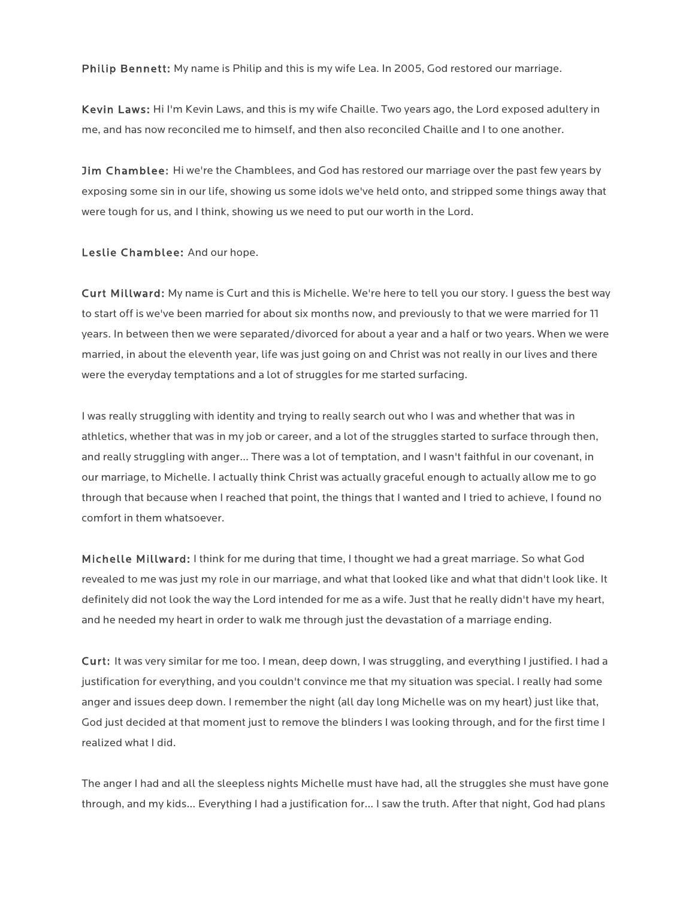**Philip Bennett:** My name is Philip and this is my wife Lea. In 2005, God restored our marriage.

**Kevin Laws:** Hi I'm Kevin Laws, and this is my wife Chaille. Two years ago, the Lord exposed adultery in me, and has now reconciled me to himself, and then also reconciled Chaille and I to one another.

**Jim Chamblee:** Hi we're the Chamblees, and God has restored our marriage over the past few years by exposing some sin in our life, showing us some idols we've held onto, and stripped some things away that were tough for us, and I think, showing us we need to put our worth in the Lord.

**Leslie Chamblee:** And our hope.

**Curt Millward:** My name is Curt and this is Michelle. We're here to tell you our story. I guess the best way to start off is we've been married for about six months now, and previously to that we were married for 11 years. In between then we were separated/divorced for about a year and a half or two years. When we were married, in about the eleventh year, life was just going on and Christ was not really in our lives and there were the everyday temptations and a lot of struggles for me started surfacing.

I was really struggling with identity and trying to really search out who I was and whether that was in athletics, whether that was in my job or career, and a lot of the struggles started to surface through then, and really struggling with anger... There was a lot of temptation, and I wasn't faithful in our covenant, in our marriage, to Michelle. I actually think Christ was actually graceful enough to actually allow me to go through that because when I reached that point, the things that I wanted and I tried to achieve, I found no comfort in them whatsoever.

**Michelle Millward:** I think for me during that time, I thought we had a great marriage. So what God revealed to me was just my role in our marriage, and what that looked like and what that didn't look like. It definitely did not look the way the Lord intended for me as a wife. Just that he really didn't have my heart, and he needed my heart in order to walk me through just the devastation of a marriage ending.

**Curt:** It was very similar for me too. I mean, deep down, I was struggling, and everything I justified. I had a justification for everything, and you couldn't convince me that my situation was special. I really had some anger and issues deep down. I remember the night (all day long Michelle was on my heart) just like that, God just decided at that moment just to remove the blinders I was looking through, and for the first time I realized what I did.

The anger I had and all the sleepless nights Michelle must have had, all the struggles she must have gone through, and my kids... Everything I had a justification for... I saw the truth. After that night, God had plans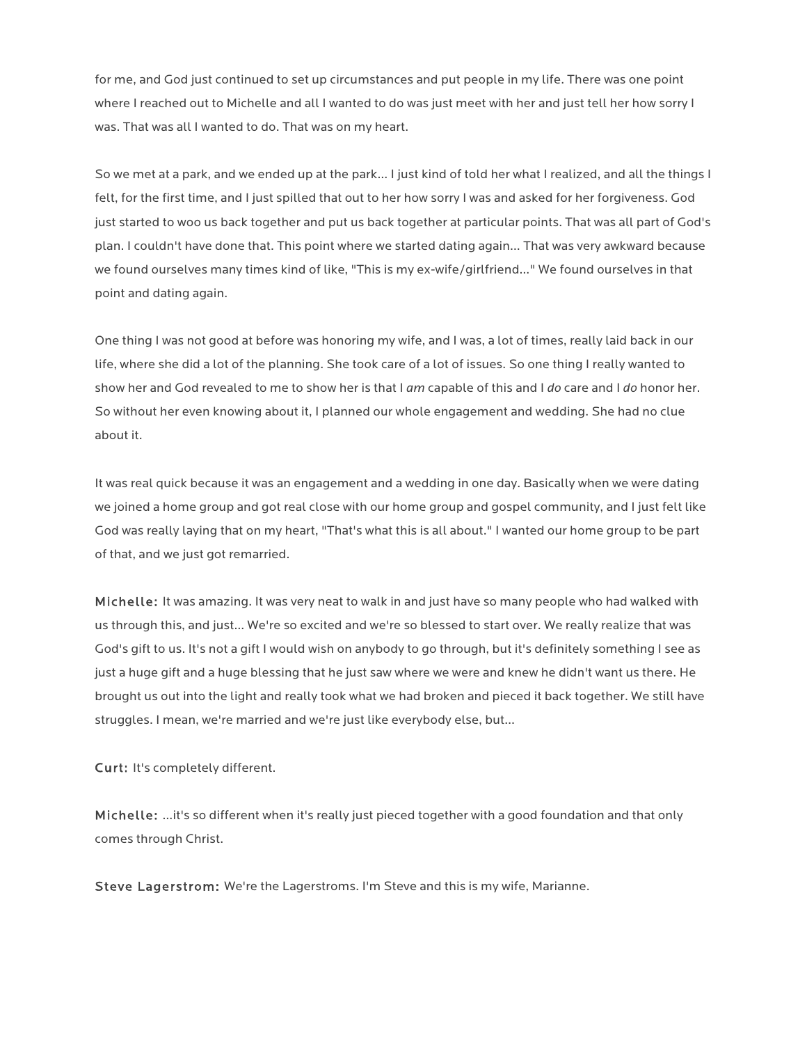for me, and God just continued to set up circumstances and put people in my life. There was one point where I reached out to Michelle and all I wanted to do was just meet with her and just tell her how sorry I was. That was all I wanted to do. That was on my heart.

So we met at a park, and we ended up at the park... I just kind of told her what I realized, and all the things I felt, for the first time, and I just spilled that out to her how sorry I was and asked for her forgiveness. God just started to woo us back together and put us back together at particular points. That was all part of God's plan. I couldn't have done that. This point where we started dating again... That was very awkward because we found ourselves many times kind of like, "This is my ex-wife/girlfriend..." We found ourselves in that point and dating again.

One thing I was not good at before was honoring my wife, and I was, a lot of times, really laid back in our life, where she did a lot of the planning. She took care of a lot of issues. So one thing I really wanted to show her and God revealed to me to show her is that I *am* capable of this and I *do* care and I *do* honor her. So without her even knowing about it, I planned our whole engagement and wedding. She had no clue about it.

It was real quick because it was an engagement and a wedding in one day. Basically when we were dating we joined a home group and got real close with our home group and gospel community, and I just felt like God was really laying that on my heart, "That's what this is all about." I wanted our home group to be part of that, and we just got remarried.

**Michelle:** It was amazing. It was very neat to walk in and just have so many people who had walked with us through this, and just... We're so excited and we're so blessed to start over. We really realize that was God's gift to us. It's not a gift I would wish on anybody to go through, but it's definitely something I see as just a huge gift and a huge blessing that he just saw where we were and knew he didn't want us there. He brought us out into the light and really took what we had broken and pieced it back together. We still have struggles. I mean, we're married and we're just like everybody else, but...

**Curt:** It's completely different.

**Michelle:** ...it's so different when it's really just pieced together with a good foundation and that only comes through Christ.

**Steve Lagerstrom:** We're the Lagerstroms. I'm Steve and this is my wife, Marianne.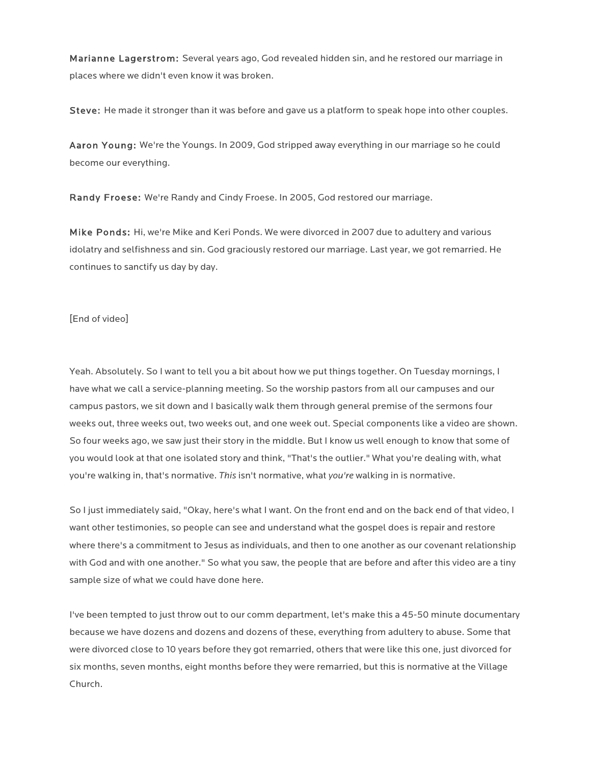**Marianne Lagerstrom:** Several years ago, God revealed hidden sin, and he restored our marriage in places where we didn't even know it was broken.

**Steve:** He made it stronger than it was before and gave us a platform to speak hope into other couples.

**Aaron Young:** We're the Youngs. In 2009, God stripped away everything in our marriage so he could become our everything.

**Randy Froese:** We're Randy and Cindy Froese. In 2005, God restored our marriage.

**Mike Ponds:** Hi, we're Mike and Keri Ponds. We were divorced in 2007 due to adultery and various idolatry and selfishness and sin. God graciously restored our marriage. Last year, we got remarried. He continues to sanctify us day by day.

[End of video]

Yeah. Absolutely. So I want to tell you a bit about how we put things together. On Tuesday mornings, I have what we call a service-planning meeting. So the worship pastors from all our campuses and our campus pastors, we sit down and I basically walk them through general premise of the sermons four weeks out, three weeks out, two weeks out, and one week out. Special components like a video are shown. So four weeks ago, we saw just their story in the middle. But I know us well enough to know that some of you would look at that one isolated story and think, "That's the outlier." What you're dealing with, what you're walking in, that's normative. *This* isn't normative, what *you're* walking in is normative.

So I just immediately said, "Okay, here's what I want. On the front end and on the back end of that video, I want other testimonies, so people can see and understand what the gospel does is repair and restore where there's a commitment to Jesus as individuals, and then to one another as our covenant relationship with God and with one another." So what you saw, the people that are before and after this video are a tiny sample size of what we could have done here.

I've been tempted to just throw out to our comm department, let's make this a 45-50 minute documentary because we have dozens and dozens and dozens of these, everything from adultery to abuse. Some that were divorced close to 10 years before they got remarried, others that were like this one, just divorced for six months, seven months, eight months before they were remarried, but this is normative at the Village Church.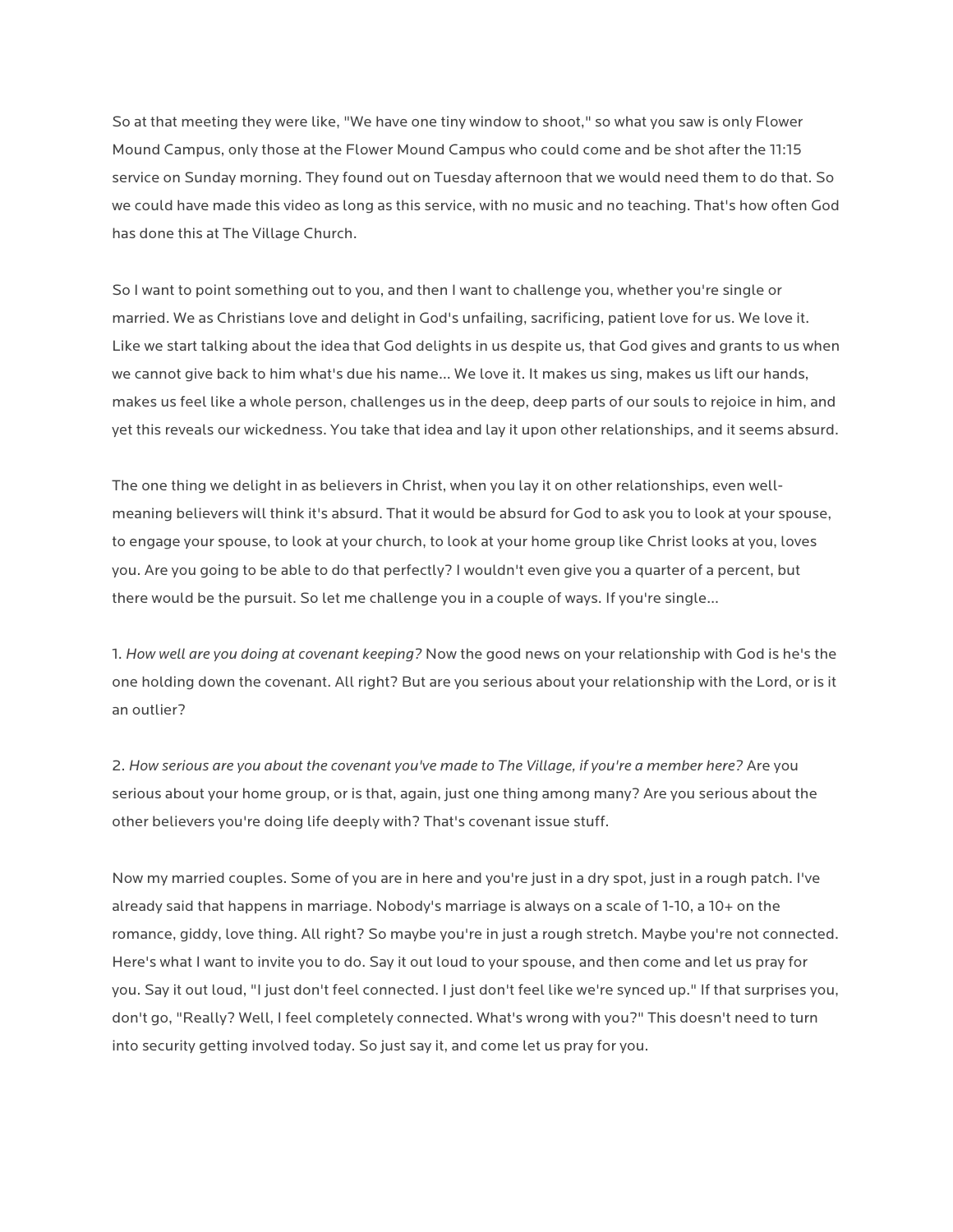So at that meeting they were like, "We have one tiny window to shoot," so what you saw is only Flower Mound Campus, only those at the Flower Mound Campus who could come and be shot after the 11:15 service on Sunday morning. They found out on Tuesday afternoon that we would need them to do that. So we could have made this video as long as this service, with no music and no teaching. That's how often God has done this at The Village Church.

So I want to point something out to you, and then I want to challenge you, whether you're single or married. We as Christians love and delight in God's unfailing, sacrificing, patient love for us. We love it. Like we start talking about the idea that God delights in us despite us, that God gives and grants to us when we cannot give back to him what's due his name… We love it. It makes us sing, makes us lift our hands, makes us feel like a whole person, challenges us in the deep, deep parts of our souls to rejoice in him, and yet this reveals our wickedness. You take that idea and lay it upon other relationships, and it seems absurd.

The one thing we delight in as believers in Christ, when you lay it on other relationships, even well-meaning believers will think it's absurd. That it would be absurd for God to ask you to look at your spouse, to engage your spouse, to look at your church, to look at your home group like Christ looks at you, loves you. Are you going to be able to do that perfectly? I wouldn't even give you a quarter of a percent, but there would be the pursuit. So let me challenge you in a couple of ways. If you're single…

1. *How well are you doing at covenant keeping?* Now the good news on your relationship with God is he's the one holding down the covenant. All right? But are you serious about your relationship with the Lord, or is it an outlier?

2. *How serious are you about the covenant you've made to The Village, if you're a member here?* Are you serious about your home group, or is that, again, just one thing among many? Are you serious about the other believers you're doing life deeply with? That's covenant issue stuff.

Now my married couples. Some of you are in here and you're just in a dry spot, just in a rough patch. I've already said that happens in marriage. Nobody's marriage is always on a scale of 1-10, a 10+ on the romance, giddy, love thing. All right? So maybe you're in just a rough stretch. Maybe you're not connected. Here's what I want to invite you to do. Say it out loud to your spouse, and then come and let us pray for you. Say it out loud, "I just don't feel connected. I just don't feel like we're synced up." If that surprises you, don't go, "Really? Well, I feel completely connected. What's wrong with you?" This doesn't need to turn into security getting involved today. So just say it, and come let us pray for you.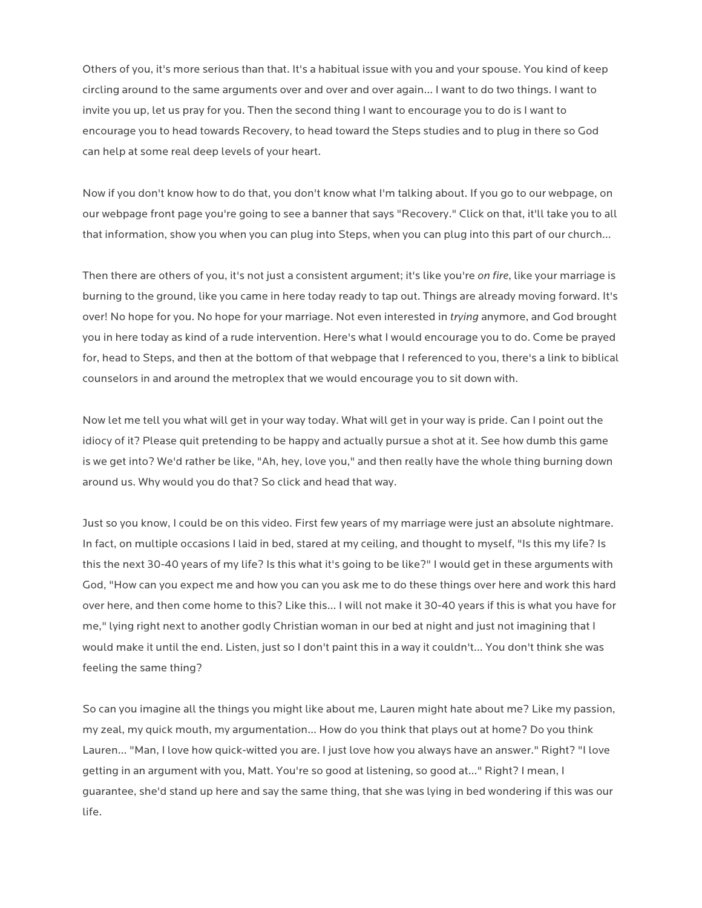Others of you, it's more serious than that. It's a habitual issue with you and your spouse. You kind of keep circling around to the same arguments over and over and over again… I want to do two things. I want to invite you up, let us pray for you. Then the second thing I want to encourage you to do is I want to encourage you to head towards Recovery, to head toward the Steps studies and to plug in there so God can help at some real deep levels of your heart.

Now if you don't know how to do that, you don't know what I'm talking about. If you go to our webpage, on our webpage front page you're going to see a banner that says "Recovery." Click on that, it'll take you to all that information, show you when you can plug into Steps, when you can plug into this part of our church…

Then there are others of you, it's not just a consistent argument; it's like you're *on fire*, like your marriage is burning to the ground, like you came in here today ready to tap out. Things are already moving forward. It's over! No hope for you. No hope for your marriage. Not even interested in *trying* anymore, and God brought you in here today as kind of a rude intervention. Here's what I would encourage you to do. Come be prayed for, head to Steps, and then at the bottom of that webpage that I referenced to you, there's a link to biblical counselors in and around the metroplex that we would encourage you to sit down with.

Now let me tell you what will get in your way today. What will get in your way is pride. Can I point out the idiocy of it? Please quit pretending to be happy and actually pursue a shot at it. See how dumb this game is we get into? We'd rather be like, "Ah, hey, love you," and then really have the whole thing burning down around us. Why would you do that? So click and head that way.

Just so you know, I could be on this video. First few years of my marriage were just an absolute nightmare. In fact, on multiple occasions I laid in bed, stared at my ceiling, and thought to myself, "Is this my life? Is this the next 30-40 years of my life? Is this what it's going to be like?" I would get in these arguments with God, "How can you expect me and how you can you ask me to do these things over here and work this hard over here, and then come home to this? Like this… I will not make it 30-40 years if this is what you have for me," lying right next to another godly Christian woman in our bed at night and just not imagining that I would make it until the end. Listen, just so I don't paint this in a way it couldn't… You don't think she was feeling the same thing?

So can you imagine all the things you might like about me, Lauren might hate about me? Like my passion, my zeal, my quick mouth, my argumentation… How do you think that plays out at home? Do you think Lauren… "Man, I love how quick-witted you are. I just love how you always have an answer." Right? "I love getting in an argument with you, Matt. You're so good at listening, so good at…" Right? I mean, I guarantee, she'd stand up here and say the same thing, that she was lying in bed wondering if this was our life.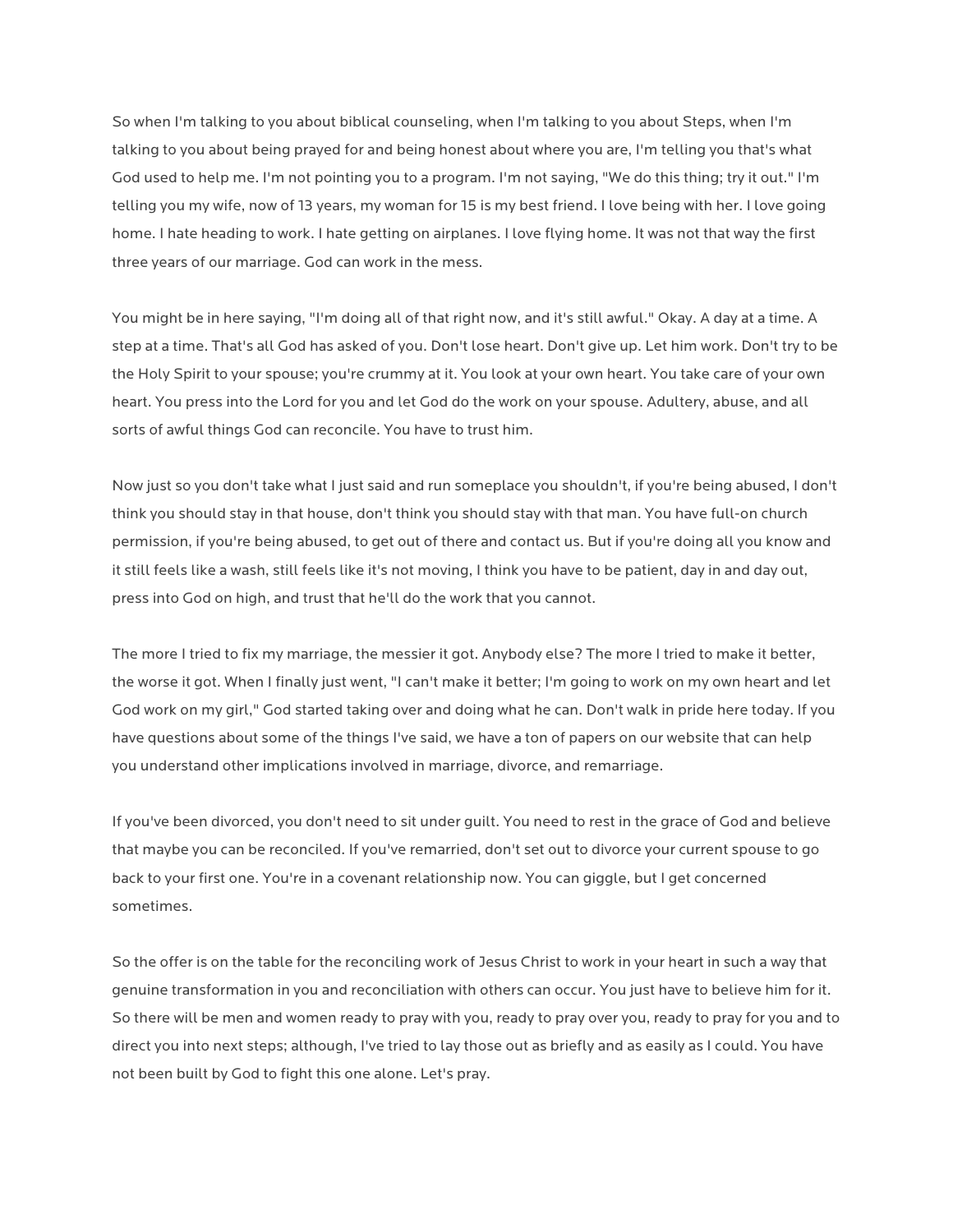So when I'm talking to you about biblical counseling, when I'm talking to you about Steps, when I'm talking to you about being prayed for and being honest about where you are, I'm telling you that's what God used to help me. I'm not pointing you to a program. I'm not saying, "We do this thing; try it out." I'm telling you my wife, now of 13 years, my woman for 15 is my best friend. I love being with her. I love going home. I hate heading to work. I hate getting on airplanes. I love flying home. It was not that way the first three years of our marriage. God can work in the mess.

You might be in here saying, "I'm doing all of that right now, and it's still awful." Okay. A day at a time. A step at a time. That's all God has asked of you. Don't lose heart. Don't give up. Let him work. Don't try to be the Holy Spirit to your spouse; you're crummy at it. You look at your own heart. You take care of your own heart. You press into the Lord for you and let God do the work on your spouse. Adultery, abuse, and all sorts of awful things God can reconcile. You have to trust him.

Now just so you don't take what I just said and run someplace you shouldn't, if you're being abused, I don't think you should stay in that house, don't think you should stay with that man. You have full-on church permission, if you're being abused, to get out of there and contact us. But if you're doing all you know and it still feels like a wash, still feels like it's not moving, I think you have to be patient, day in and day out, press into God on high, and trust that he'll do the work that you cannot.

The more I tried to fix my marriage, the messier it got. Anybody else? The more I tried to make it better, the worse it got. When I finally just went, "I can't make it better; I'm going to work on my own heart and let God work on my girl," God started taking over and doing what he can. Don't walk in pride here today. If you have questions about some of the things I've said, we have a ton of papers on our website that can help you understand other implications involved in marriage, divorce, and remarriage.

If you've been divorced, you don't need to sit under guilt. You need to rest in the grace of God and believe that maybe you can be reconciled. If you've remarried, don't set out to divorce your current spouse to go back to your first one. You're in a covenant relationship now. You can giggle, but I get concerned sometimes.

So the offer is on the table for the reconciling work of Jesus Christ to work in your heart in such a way that genuine transformation in you and reconciliation with others can occur. You just have to believe him for it. So there will be men and women ready to pray with you, ready to pray over you, ready to pray for you and to direct you into next steps; although, I've tried to lay those out as briefly and as easily as I could. You have not been built by God to fight this one alone. Let's pray.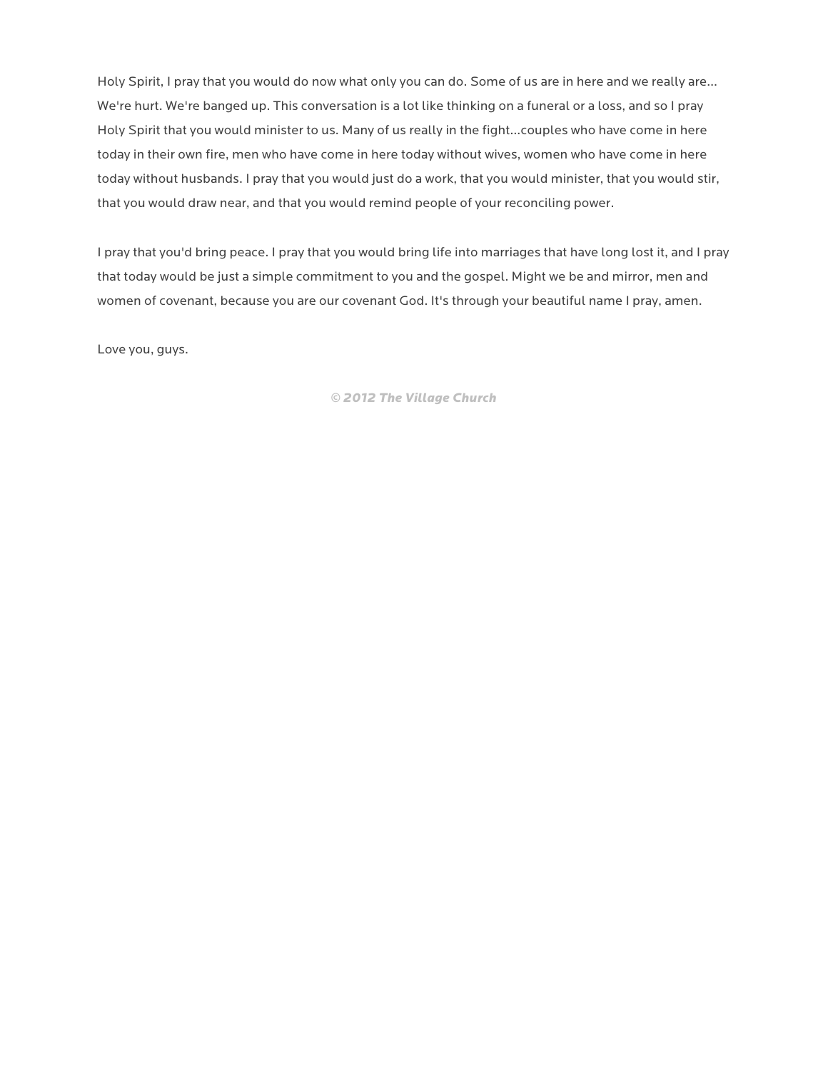Holy Spirit, I pray that you would do now what only you can do. Some of us are in here and we really are… We're hurt. We're banged up. This conversation is a lot like thinking on a funeral or a loss, and so I pray Holy Spirit that you would minister to us. Many of us really in the fight…couples who have come in here today in their own fire, men who have come in here today without wives, women who have come in here today without husbands. I pray that you would just do a work, that you would minister, that you would stir, that you would draw near, and that you would remind people of your reconciling power.

I pray that you'd bring peace. I pray that you would bring life into marriages that have long lost it, and I pray that today would be just a simple commitment to you and the gospel. Might we be and mirror, men and women of covenant, because you are our covenant God. It's through your beautiful name I pray, amen.

Love you, guys.

*© 2012 The Village Church*